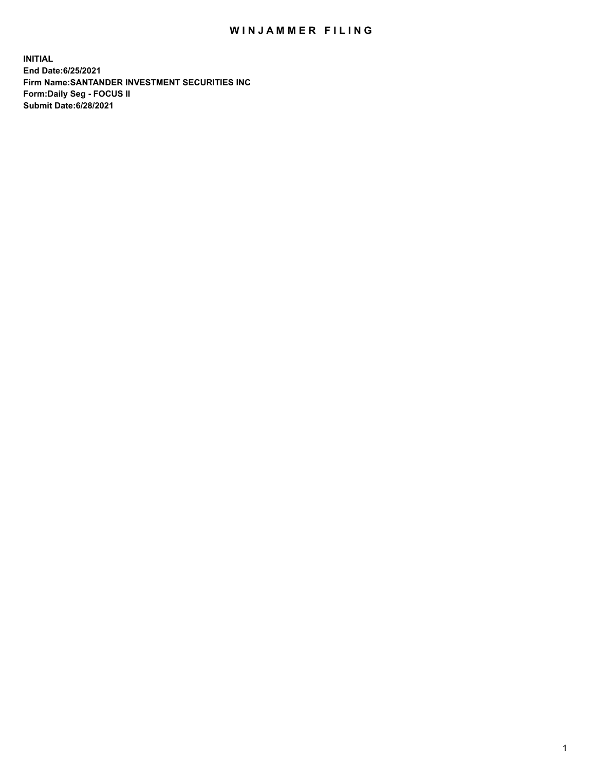# WINJAMMER FILING

**INITIAL**
**End Date:6/25/2021**
**Firm Name:SANTANDER INVESTMENT SECURITIES INC**
**Form:Daily Seg - FOCUS II**
**Submit Date:6/28/2021**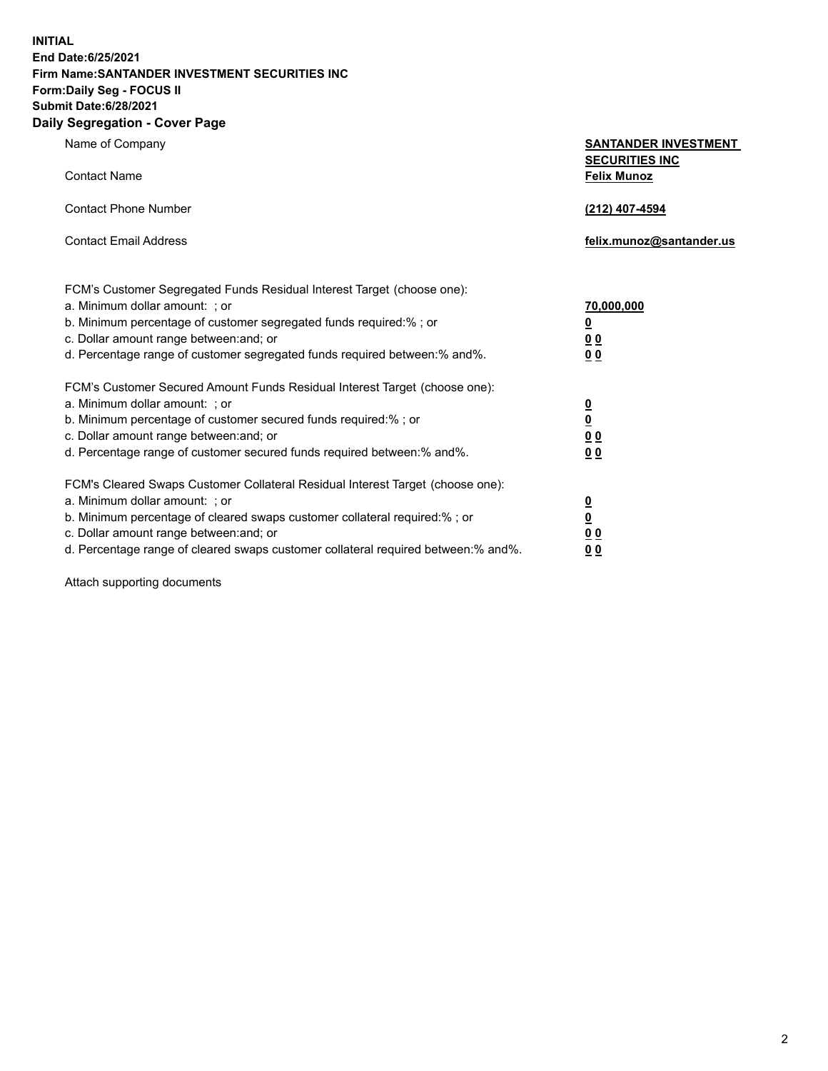**INITIAL**
**End Date:6/25/2021**
**Firm Name:SANTANDER INVESTMENT SECURITIES INC**
**Form:Daily Seg - FOCUS II**
**Submit Date:6/28/2021**

## Daily Segregation - Cover Page

| | |
|---|---|
| Name of Company | **SANTANDER INVESTMENT SECURITIES INC** |
| Contact Name | **Felix Munoz** |
| Contact Phone Number | **(212) 407-4594** |
| Contact Email Address | **felix.munoz@santander.us** |

| | |
|---|---|
| FCM's Customer Segregated Funds Residual Interest Target (choose one): | |
| a. Minimum dollar amount: ; or | **70,000,000** |
| b. Minimum percentage of customer segregated funds required:% ; or | **0** |
| c. Dollar amount range between:and; or | **0 0** |
| d. Percentage range of customer segregated funds required between:% and%. | **0 0** |
| FCM's Customer Secured Amount Funds Residual Interest Target (choose one): | |
| a. Minimum dollar amount: ; or | **0** |
| b. Minimum percentage of customer secured funds required:% ; or | **0** |
| c. Dollar amount range between:and; or | **0 0** |
| d. Percentage range of customer secured funds required between:% and%. | **0 0** |
| FCM's Cleared Swaps Customer Collateral Residual Interest Target (choose one): | |
| a. Minimum dollar amount: ; or | **0** |
| b. Minimum percentage of cleared swaps customer collateral required:% ; or | **0** |
| c. Dollar amount range between:and; or | **0 0** |
| d. Percentage range of cleared swaps customer collateral required between:% and%. | **0 0** |

Attach supporting documents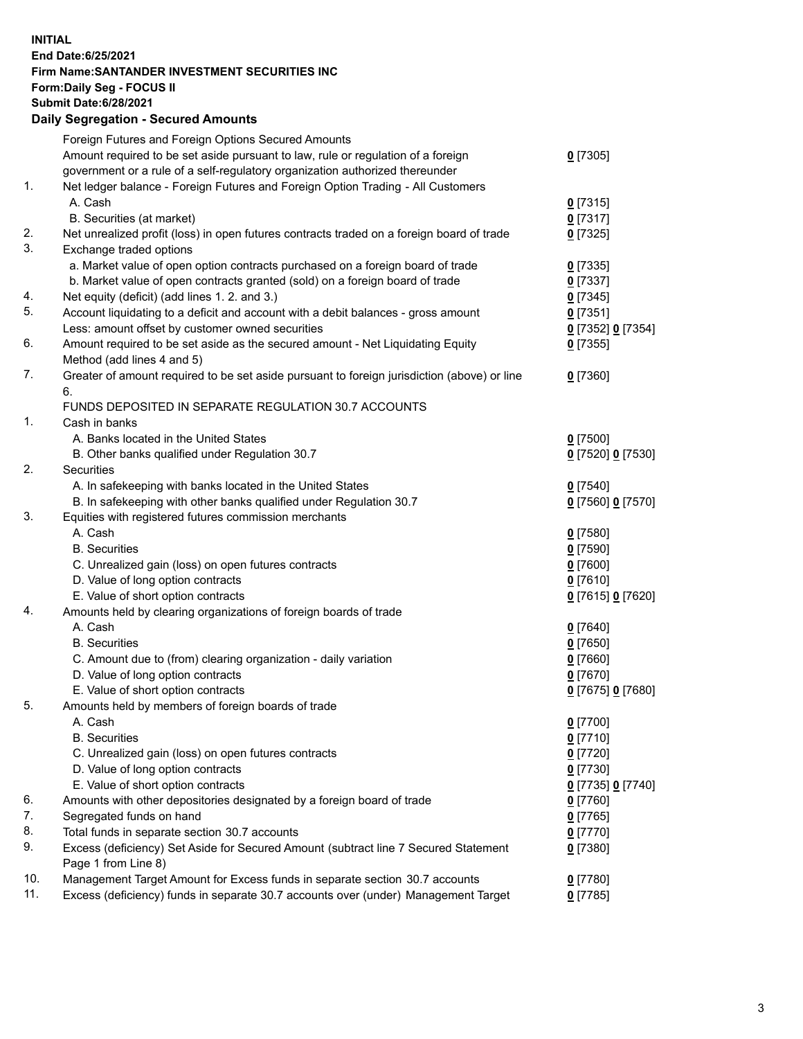**INITIAL**
**End Date:6/25/2021**
**Firm Name:SANTANDER INVESTMENT SECURITIES INC**
**Form:Daily Seg - FOCUS II**
**Submit Date:6/28/2021**

## Daily Segregation - Secured Amounts

| | | |
|---|---|---|
| | Foreign Futures and Foreign Options Secured Amounts | |
| | Amount required to be set aside pursuant to law, rule or regulation of a foreign government or a rule of a self-regulatory organization authorized thereunder | 0 [7305] |
| 1. | Net ledger balance - Foreign Futures and Foreign Option Trading - All Customers | |
| | A. Cash | 0 [7315] |
| | B. Securities (at market) | 0 [7317] |
| 2. | Net unrealized profit (loss) in open futures contracts traded on a foreign board of trade | 0 [7325] |
| 3. | Exchange traded options | |
| | a. Market value of open option contracts purchased on a foreign board of trade | 0 [7335] |
| | b. Market value of open contracts granted (sold) on a foreign board of trade | 0 [7337] |
| 4. | Net equity (deficit) (add lines 1. 2. and 3.) | 0 [7345] |
| 5. | Account liquidating to a deficit and account with a debit balances - gross amount | 0 [7351] |
| | Less: amount offset by customer owned securities | 0 [7352] 0 [7354] |
| 6. | Amount required to be set aside as the secured amount - Net Liquidating Equity Method (add lines 4 and 5) | 0 [7355] |
| 7. | Greater of amount required to be set aside pursuant to foreign jurisdiction (above) or line 6. | 0 [7360] |
| | FUNDS DEPOSITED IN SEPARATE REGULATION 30.7 ACCOUNTS | |
| 1. | Cash in banks | |
| | A. Banks located in the United States | 0 [7500] |
| | B. Other banks qualified under Regulation 30.7 | 0 [7520] 0 [7530] |
| 2. | Securities | |
| | A. In safekeeping with banks located in the United States | 0 [7540] |
| | B. In safekeeping with other banks qualified under Regulation 30.7 | 0 [7560] 0 [7570] |
| 3. | Equities with registered futures commission merchants | |
| | A. Cash | 0 [7580] |
| | B. Securities | 0 [7590] |
| | C. Unrealized gain (loss) on open futures contracts | 0 [7600] |
| | D. Value of long option contracts | 0 [7610] |
| | E. Value of short option contracts | 0 [7615] 0 [7620] |
| 4. | Amounts held by clearing organizations of foreign boards of trade | |
| | A. Cash | 0 [7640] |
| | B. Securities | 0 [7650] |
| | C. Amount due to (from) clearing organization - daily variation | 0 [7660] |
| | D. Value of long option contracts | 0 [7670] |
| | E. Value of short option contracts | 0 [7675] 0 [7680] |
| 5. | Amounts held by members of foreign boards of trade | |
| | A. Cash | 0 [7700] |
| | B. Securities | 0 [7710] |
| | C. Unrealized gain (loss) on open futures contracts | 0 [7720] |
| | D. Value of long option contracts | 0 [7730] |
| | E. Value of short option contracts | 0 [7735] 0 [7740] |
| 6. | Amounts with other depositories designated by a foreign board of trade | 0 [7760] |
| 7. | Segregated funds on hand | 0 [7765] |
| 8. | Total funds in separate section 30.7 accounts | 0 [7770] |
| 9. | Excess (deficiency) Set Aside for Secured Amount (subtract line 7 Secured Statement Page 1 from Line 8) | 0 [7380] |
| 10. | Management Target Amount for Excess funds in separate section 30.7 accounts | 0 [7780] |
| 11. | Excess (deficiency) funds in separate 30.7 accounts over (under) Management Target | 0 [7785] |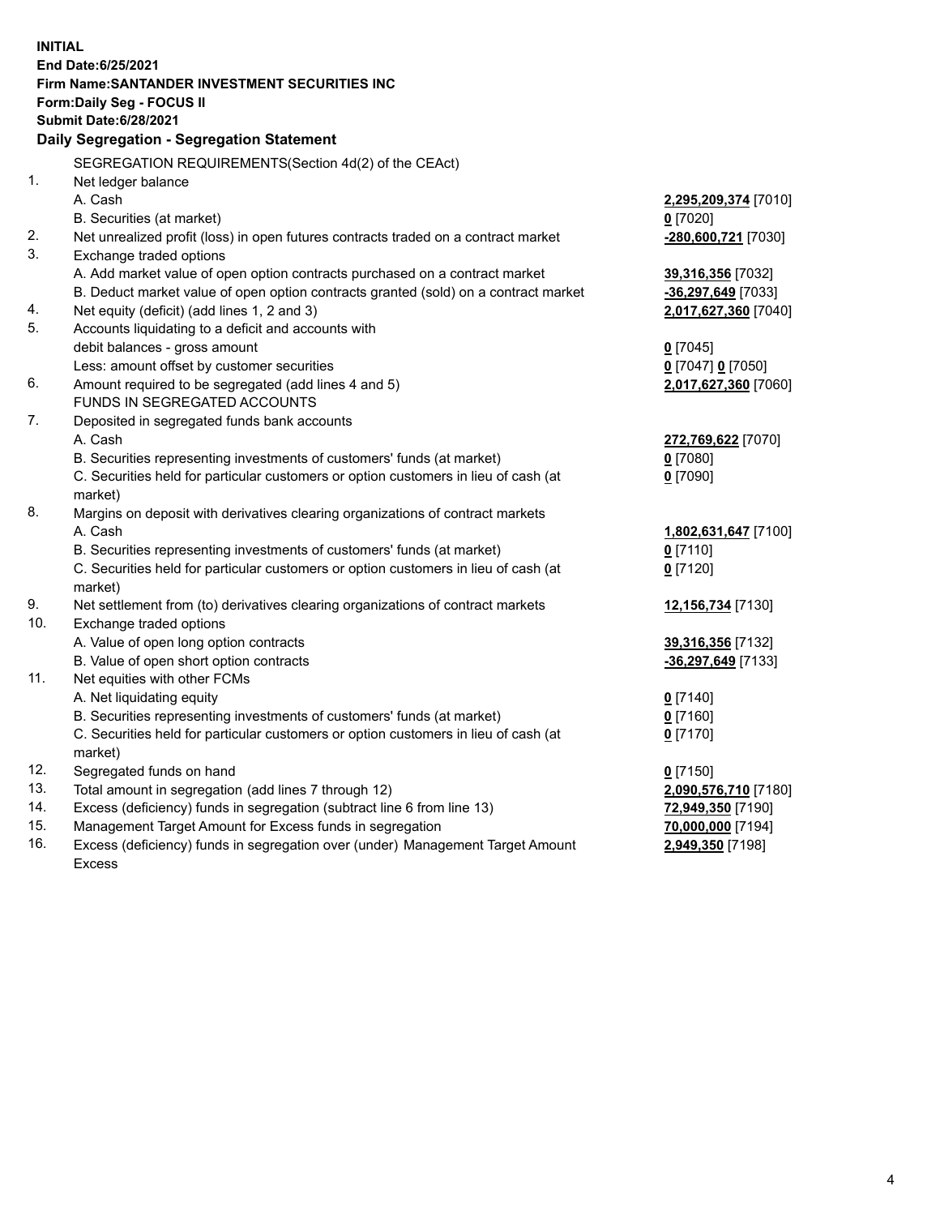**INITIAL**
**End Date:6/25/2021**
**Firm Name:SANTANDER INVESTMENT SECURITIES INC**
**Form:Daily Seg - FOCUS II**
**Submit Date:6/28/2021**

## Daily Segregation - Segregation Statement

SEGREGATION REQUIREMENTS(Section 4d(2) of the CEAct)

| | | |
|---|---|---|
| 1. | Net ledger balance | |
| | A. Cash | **2,295,209,374** [7010] |
| | B. Securities (at market) | **0** [7020] |
| 2. | Net unrealized profit (loss) in open futures contracts traded on a contract market | **-280,600,721** [7030] |
| 3. | Exchange traded options | |
| | A. Add market value of open option contracts purchased on a contract market | **39,316,356** [7032] |
| | B. Deduct market value of open option contracts granted (sold) on a contract market | **-36,297,649** [7033] |
| 4. | Net equity (deficit) (add lines 1, 2 and 3) | **2,017,627,360** [7040] |
| 5. | Accounts liquidating to a deficit and accounts with debit balances - gross amount | **0** [7045] |
| | Less: amount offset by customer securities | **0** [7047] **0** [7050] |
| 6. | Amount required to be segregated (add lines 4 and 5) | **2,017,627,360** [7060] |
| | FUNDS IN SEGREGATED ACCOUNTS | |
| 7. | Deposited in segregated funds bank accounts | |
| | A. Cash | **272,769,622** [7070] |
| | B. Securities representing investments of customers' funds (at market) | **0** [7080] |
| | C. Securities held for particular customers or option customers in lieu of cash (at market) | **0** [7090] |
| 8. | Margins on deposit with derivatives clearing organizations of contract markets | |
| | A. Cash | **1,802,631,647** [7100] |
| | B. Securities representing investments of customers' funds (at market) | **0** [7110] |
| | C. Securities held for particular customers or option customers in lieu of cash (at market) | **0** [7120] |
| 9. | Net settlement from (to) derivatives clearing organizations of contract markets | **12,156,734** [7130] |
| 10. | Exchange traded options | |
| | A. Value of open long option contracts | **39,316,356** [7132] |
| | B. Value of open short option contracts | **-36,297,649** [7133] |
| 11. | Net equities with other FCMs | |
| | A. Net liquidating equity | **0** [7140] |
| | B. Securities representing investments of customers' funds (at market) | **0** [7160] |
| | C. Securities held for particular customers or option customers in lieu of cash (at market) | **0** [7170] |
| 12. | Segregated funds on hand | **0** [7150] |
| 13. | Total amount in segregation (add lines 7 through 12) | **2,090,576,710** [7180] |
| 14. | Excess (deficiency) funds in segregation (subtract line 6 from line 13) | **72,949,350** [7190] |
| 15. | Management Target Amount for Excess funds in segregation | **70,000,000** [7194] |
| 16. | Excess (deficiency) funds in segregation over (under) Management Target Amount Excess | **2,949,350** [7198] |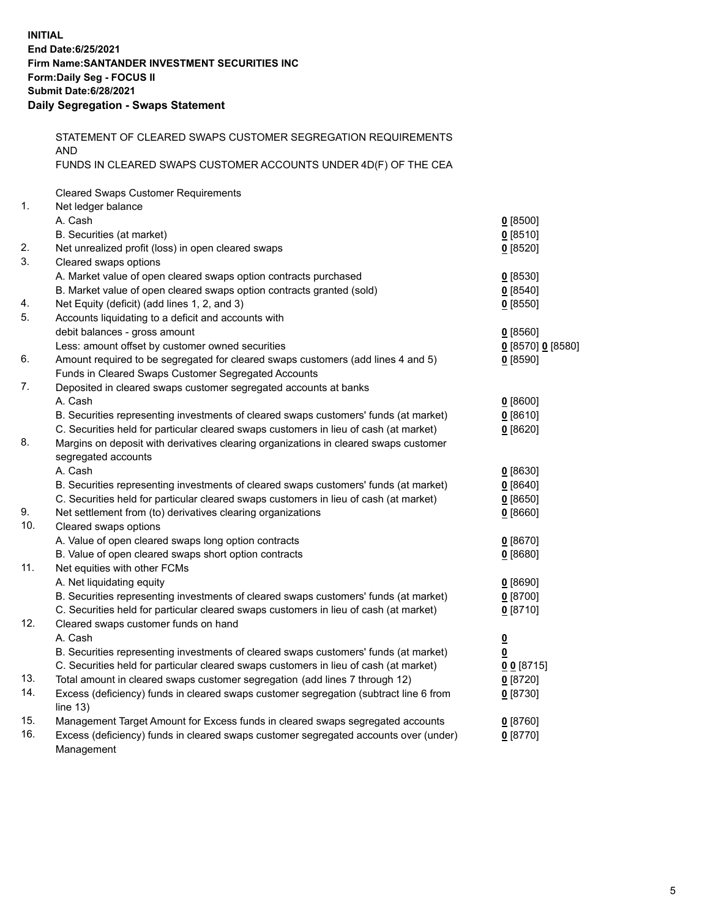**INITIAL**
**End Date:6/25/2021**
**Firm Name:SANTANDER INVESTMENT SECURITIES INC**
**Form:Daily Seg - FOCUS II**
**Submit Date:6/28/2021**
**Daily Segregation - Swaps Statement**

STATEMENT OF CLEARED SWAPS CUSTOMER SEGREGATION REQUIREMENTS AND FUNDS IN CLEARED SWAPS CUSTOMER ACCOUNTS UNDER 4D(F) OF THE CEA

| | | |
|---|---|---|
| | Cleared Swaps Customer Requirements | |
| 1. | Net ledger balance | |
| | A. Cash | 0 [8500] |
| | B. Securities (at market) | 0 [8510] |
| 2. | Net unrealized profit (loss) in open cleared swaps | 0 [8520] |
| 3. | Cleared swaps options | |
| | A. Market value of open cleared swaps option contracts purchased | 0 [8530] |
| | B. Market value of open cleared swaps option contracts granted (sold) | 0 [8540] |
| 4. | Net Equity (deficit) (add lines 1, 2, and 3) | 0 [8550] |
| 5. | Accounts liquidating to a deficit and accounts with debit balances - gross amount | 0 [8560] |
| | Less: amount offset by customer owned securities | 0 [8570] 0 [8580] |
| 6. | Amount required to be segregated for cleared swaps customers (add lines 4 and 5) | 0 [8590] |
| | Funds in Cleared Swaps Customer Segregated Accounts | |
| 7. | Deposited in cleared swaps customer segregated accounts at banks | |
| | A. Cash | 0 [8600] |
| | B. Securities representing investments of cleared swaps customers' funds (at market) | 0 [8610] |
| | C. Securities held for particular cleared swaps customers in lieu of cash (at market) | 0 [8620] |
| 8. | Margins on deposit with derivatives clearing organizations in cleared swaps customer segregated accounts | |
| | A. Cash | 0 [8630] |
| | B. Securities representing investments of cleared swaps customers' funds (at market) | 0 [8640] |
| | C. Securities held for particular cleared swaps customers in lieu of cash (at market) | 0 [8650] |
| 9. | Net settlement from (to) derivatives clearing organizations | 0 [8660] |
| 10. | Cleared swaps options | |
| | A. Value of open cleared swaps long option contracts | 0 [8670] |
| | B. Value of open cleared swaps short option contracts | 0 [8680] |
| 11. | Net equities with other FCMs | |
| | A. Net liquidating equity | 0 [8690] |
| | B. Securities representing investments of cleared swaps customers' funds (at market) | 0 [8700] |
| | C. Securities held for particular cleared swaps customers in lieu of cash (at market) | 0 [8710] |
| 12. | Cleared swaps customer funds on hand | |
| | A. Cash | 0 |
| | B. Securities representing investments of cleared swaps customers' funds (at market) | 0 |
| | C. Securities held for particular cleared swaps customers in lieu of cash (at market) | 0 0 [8715] |
| 13. | Total amount in cleared swaps customer segregation (add lines 7 through 12) | 0 [8720] |
| 14. | Excess (deficiency) funds in cleared swaps customer segregation (subtract line 6 from line 13) | 0 [8730] |
| 15. | Management Target Amount for Excess funds in cleared swaps segregated accounts | 0 [8760] |
| 16. | Excess (deficiency) funds in cleared swaps customer segregated accounts over (under) Management | 0 [8770] |